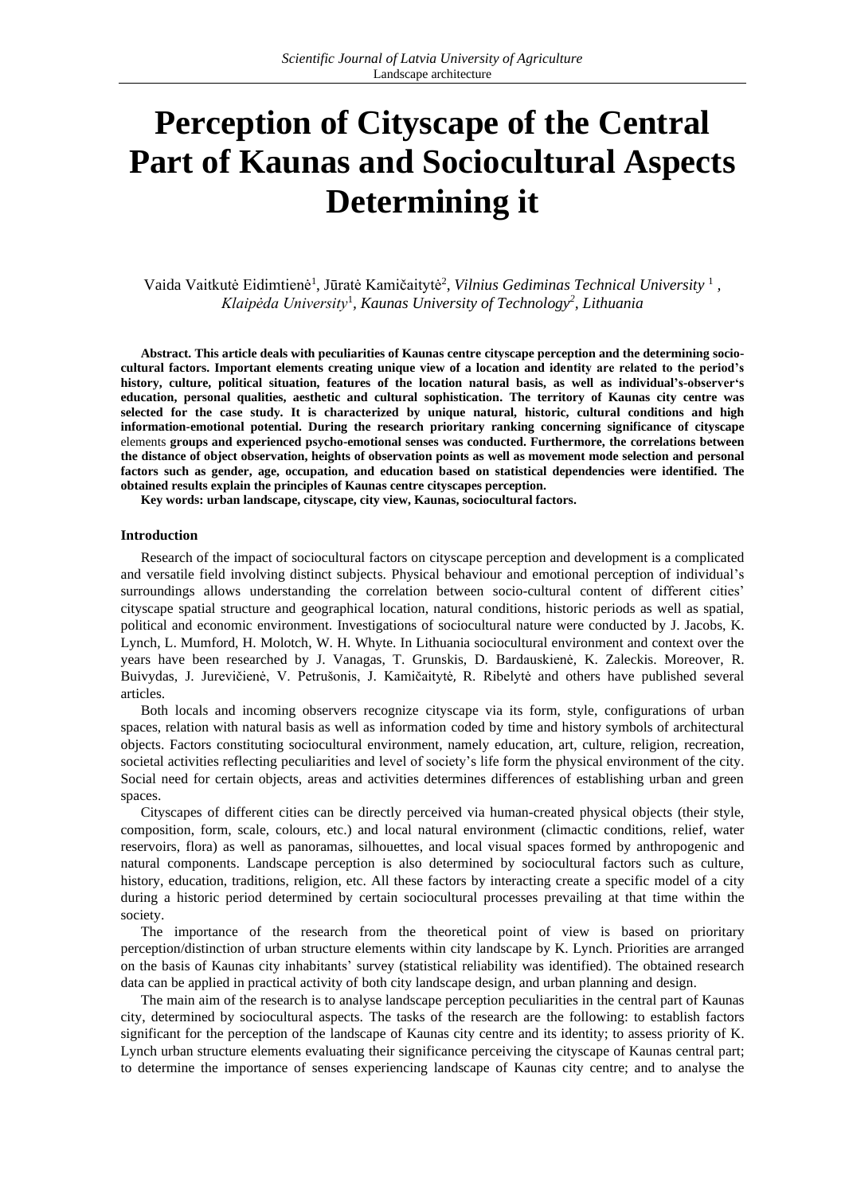# Perception of Cityscape of the Central Part of Kaunas and Sociocultural Aspects Determining it

Vaida Vaitkutė Eidimtienė[1], Jūratė Kamičaitytė[2], *Vilnius Gediminas Technical University* [1], *Klaipėda University*[1], *Kaunas University of Technology*[2], *Lithuania*

**Abstract. This article deals with peculiarities of Kaunas centre cityscape perception and the determining socio-cultural factors. Important elements creating unique view of a location and identity are related to the period's history, culture, political situation, features of the location natural basis, as well as individual's-observer's education, personal qualities, aesthetic and cultural sophistication. The territory of Kaunas city centre was selected for the case study. It is characterized by unique natural, historic, cultural conditions and high information-emotional potential. During the research prioritary ranking concerning significance of cityscape** elements **groups and experienced psycho-emotional senses was conducted. Furthermore, the correlations between the distance of object observation, heights of observation points as well as movement mode selection and personal factors such as gender, age, occupation, and education based on statistical dependencies were identified. The obtained results explain the principles of Kaunas centre cityscapes perception.**

**Key words: urban landscape, cityscape, city view, Kaunas, sociocultural factors.**

### Introduction

Research of the impact of sociocultural factors on cityscape perception and development is a complicated and versatile field involving distinct subjects. Physical behaviour and emotional perception of individual's surroundings allows understanding the correlation between socio-cultural content of different cities' cityscape spatial structure and geographical location, natural conditions, historic periods as well as spatial, political and economic environment. Investigations of sociocultural nature were conducted by J. Jacobs, K. Lynch, L. Mumford, H. Molotch, W. H. Whyte. In Lithuania sociocultural environment and context over the years have been researched by J. Vanagas, T. Grunskis, D. Bardauskienė, K. Zaleckis. Moreover, R. Buivydas, J. Jurevičienė, V. Petrušonis, J. Kamičaitytė, R. Ribelytė and others have published several articles.

Both locals and incoming observers recognize cityscape via its form, style, configurations of urban spaces, relation with natural basis as well as information coded by time and history symbols of architectural objects. Factors constituting sociocultural environment, namely education, art, culture, religion, recreation, societal activities reflecting peculiarities and level of society's life form the physical environment of the city. Social need for certain objects, areas and activities determines differences of establishing urban and green spaces.

Cityscapes of different cities can be directly perceived via human-created physical objects (their style, composition, form, scale, colours, etc.) and local natural environment (climactic conditions, relief, water reservoirs, flora) as well as panoramas, silhouettes, and local visual spaces formed by anthropogenic and natural components. Landscape perception is also determined by sociocultural factors such as culture, history, education, traditions, religion, etc. All these factors by interacting create a specific model of a city during a historic period determined by certain sociocultural processes prevailing at that time within the society.

The importance of the research from the theoretical point of view is based on prioritary perception/distinction of urban structure elements within city landscape by K. Lynch. Priorities are arranged on the basis of Kaunas city inhabitants' survey (statistical reliability was identified). The obtained research data can be applied in practical activity of both city landscape design, and urban planning and design.

The main aim of the research is to analyse landscape perception peculiarities in the central part of Kaunas city, determined by sociocultural aspects. The tasks of the research are the following: to establish factors significant for the perception of the landscape of Kaunas city centre and its identity; to assess priority of K. Lynch urban structure elements evaluating their significance perceiving the cityscape of Kaunas central part; to determine the importance of senses experiencing landscape of Kaunas city centre; and to analyse the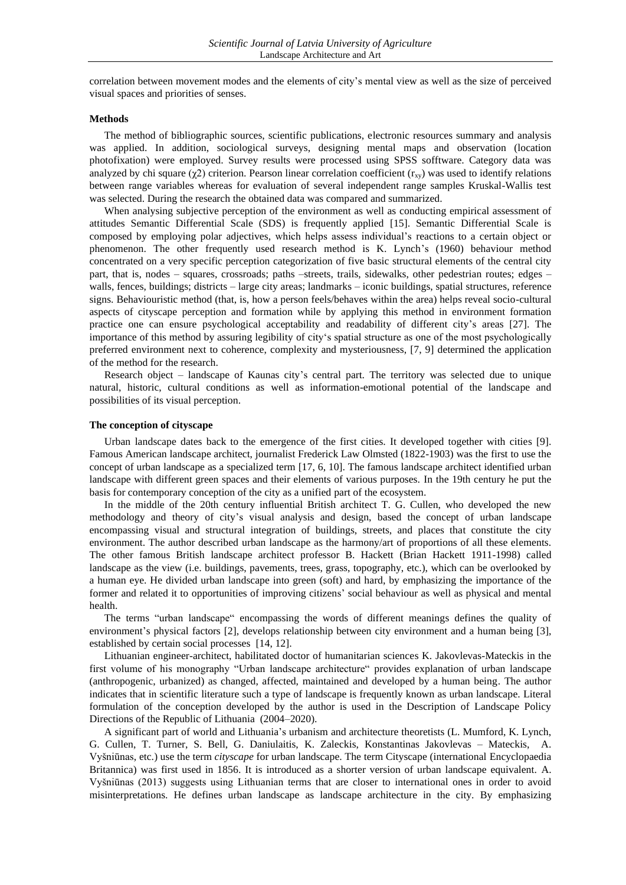correlation between movement modes and the elements of city's mental view as well as the size of perceived visual spaces and priorities of senses.

**Methods**

The method of bibliographic sources, scientific publications, electronic resources summary and analysis was applied. In addition, sociological surveys, designing mental maps and observation (location photofixation) were employed. Survey results were processed using SPSS sofftware. Category data was analyzed by chi square ($\chi 2$) criterion. Pearson linear correlation coefficient ($r_{xy}$) was used to identify relations between range variables whereas for evaluation of several independent range samples Kruskal-Wallis test was selected. During the research the obtained data was compared and summarized.

When analysing subjective perception of the environment as well as conducting empirical assessment of attitudes Semantic Differential Scale (SDS) is frequently applied [15]. Semantic Differential Scale is composed by employing polar adjectives, which helps assess individual's reactions to a certain object or phenomenon. The other frequently used research method is K. Lynch's (1960) behaviour method concentrated on a very specific perception categorization of five basic structural elements of the central city part, that is, nodes – squares, crossroads; paths –streets, trails, sidewalks, other pedestrian routes; edges – walls, fences, buildings; districts – large city areas; landmarks – iconic buildings, spatial structures, reference signs. Behaviouristic method (that, is, how a person feels/behaves within the area) helps reveal socio-cultural aspects of cityscape perception and formation while by applying this method in environment formation practice one can ensure psychological acceptability and readability of different city's areas [27]. The importance of this method by assuring legibility of city's spatial structure as one of the most psychologically preferred environment next to coherence, complexity and mysteriousness, [7, 9] determined the application of the method for the research.

Research object – landscape of Kaunas city's central part. The territory was selected due to unique natural, historic, cultural conditions as well as information-emotional potential of the landscape and possibilities of its visual perception.

**The conception of cityscape**

Urban landscape dates back to the emergence of the first cities. It developed together with cities [9]. Famous American landscape architect, journalist Frederick Law Olmsted (1822-1903) was the first to use the concept of urban landscape as a specialized term [17, 6, 10]. The famous landscape architect identified urban landscape with different green spaces and their elements of various purposes. In the 19th century he put the basis for contemporary conception of the city as a unified part of the ecosystem.

In the middle of the 20th century influential British architect T. G. Cullen, who developed the new methodology and theory of city's visual analysis and design, based the concept of urban landscape encompassing visual and structural integration of buildings, streets, and places that constitute the city environment. The author described urban landscape as the harmony/art of proportions of all these elements. The other famous British landscape architect professor B. Hackett (Brian Hackett 1911-1998) called landscape as the view (i.e. buildings, pavements, trees, grass, topography, etc.), which can be overlooked by a human eye. He divided urban landscape into green (soft) and hard, by emphasizing the importance of the former and related it to opportunities of improving citizens' social behaviour as well as physical and mental health.

The terms "urban landscape" encompassing the words of different meanings defines the quality of environment's physical factors [2], develops relationship between city environment and a human being [3], established by certain social processes [14, 12].

Lithuanian engineer-architect, habilitated doctor of humanitarian sciences K. Jakovlevas-Mateckis in the first volume of his monography "Urban landscape architecture" provides explanation of urban landscape (anthropogenic, urbanized) as changed, affected, maintained and developed by a human being. The author indicates that in scientific literature such a type of landscape is frequently known as urban landscape. Literal formulation of the conception developed by the author is used in the Description of Landscape Policy Directions of the Republic of Lithuania (2004–2020).

A significant part of world and Lithuania's urbanism and architecture theoretists (L. Mumford, K. Lynch, G. Cullen, T. Turner, S. Bell, G. Daniulaitis, K. Zaleckis, Konstantinas Jakovlevas – Mateckis, A. Vyšniūnas, etc.) use the term *cityscape* for urban landscape. The term Cityscape (international Encyclopaedia Britannica) was first used in 1856. It is introduced as a shorter version of urban landscape equivalent. A. Vyšniūnas (2013) suggests using Lithuanian terms that are closer to international ones in order to avoid misinterpretations. He defines urban landscape as landscape architecture in the city. By emphasizing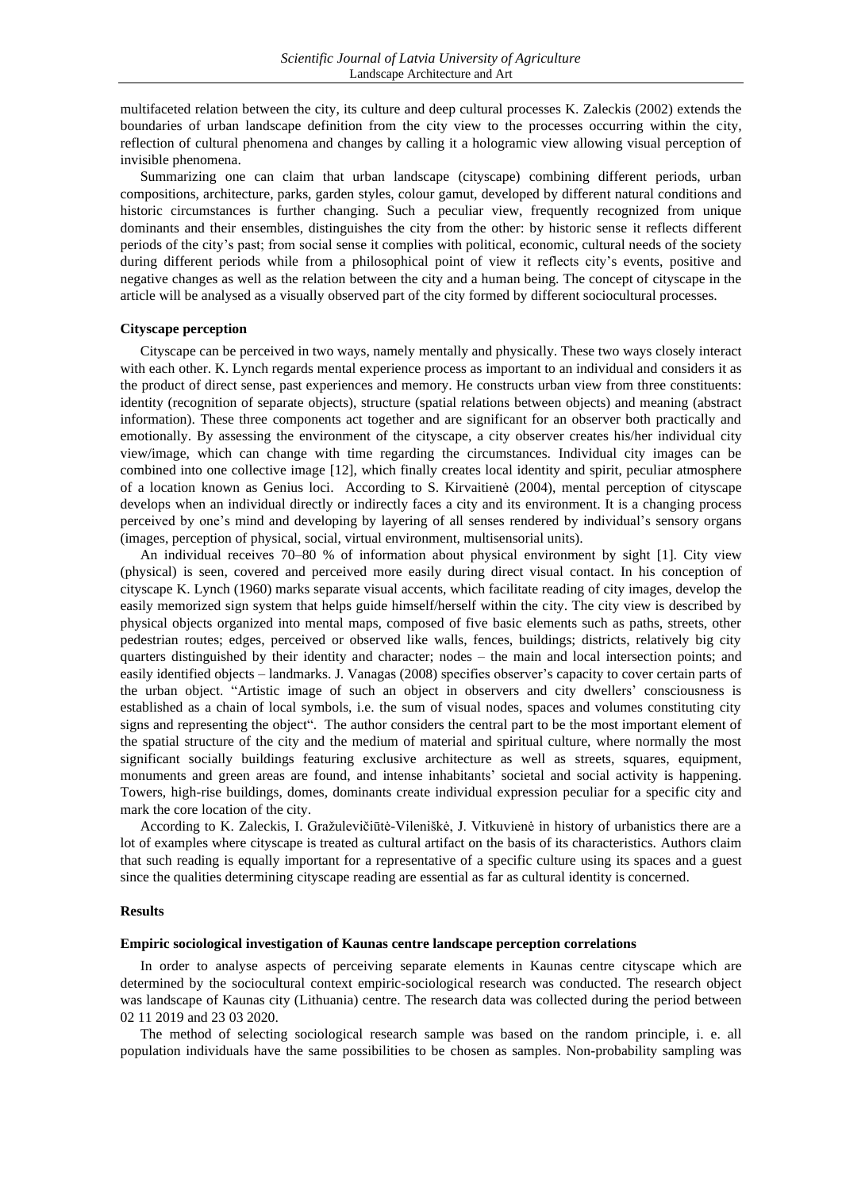multifaceted relation between the city, its culture and deep cultural processes K. Zaleckis (2002) extends the boundaries of urban landscape definition from the city view to the processes occurring within the city, reflection of cultural phenomena and changes by calling it a hologramic view allowing visual perception of invisible phenomena.

Summarizing one can claim that urban landscape (cityscape) combining different periods, urban compositions, architecture, parks, garden styles, colour gamut, developed by different natural conditions and historic circumstances is further changing. Such a peculiar view, frequently recognized from unique dominants and their ensembles, distinguishes the city from the other: by historic sense it reflects different periods of the city's past; from social sense it complies with political, economic, cultural needs of the society during different periods while from a philosophical point of view it reflects city's events, positive and negative changes as well as the relation between the city and a human being. The concept of cityscape in the article will be analysed as a visually observed part of the city formed by different sociocultural processes.

**Cityscape perception**

Cityscape can be perceived in two ways, namely mentally and physically. These two ways closely interact with each other. K. Lynch regards mental experience process as important to an individual and considers it as the product of direct sense, past experiences and memory. He constructs urban view from three constituents: identity (recognition of separate objects), structure (spatial relations between objects) and meaning (abstract information). These three components act together and are significant for an observer both practically and emotionally. By assessing the environment of the cityscape, a city observer creates his/her individual city view/image, which can change with time regarding the circumstances. Individual city images can be combined into one collective image [12], which finally creates local identity and spirit, peculiar atmosphere of a location known as Genius loci. According to S. Kirvaitienė (2004), mental perception of cityscape develops when an individual directly or indirectly faces a city and its environment. It is a changing process perceived by one's mind and developing by layering of all senses rendered by individual's sensory organs (images, perception of physical, social, virtual environment, multisensorial units).

An individual receives 70–80 % of information about physical environment by sight [1]. City view (physical) is seen, covered and perceived more easily during direct visual contact. In his conception of cityscape K. Lynch (1960) marks separate visual accents, which facilitate reading of city images, develop the easily memorized sign system that helps guide himself/herself within the city. The city view is described by physical objects organized into mental maps, composed of five basic elements such as paths, streets, other pedestrian routes; edges, perceived or observed like walls, fences, buildings; districts, relatively big city quarters distinguished by their identity and character; nodes – the main and local intersection points; and easily identified objects – landmarks. J. Vanagas (2008) specifies observer's capacity to cover certain parts of the urban object. "Artistic image of such an object in observers and city dwellers' consciousness is established as a chain of local symbols, i.e. the sum of visual nodes, spaces and volumes constituting city signs and representing the object". The author considers the central part to be the most important element of the spatial structure of the city and the medium of material and spiritual culture, where normally the most significant socially buildings featuring exclusive architecture as well as streets, squares, equipment, monuments and green areas are found, and intense inhabitants' societal and social activity is happening. Towers, high-rise buildings, domes, dominants create individual expression peculiar for a specific city and mark the core location of the city.

According to K. Zaleckis, I. Gražulevičiūtė-Vileniškė, J. Vitkuvienė in history of urbanistics there are a lot of examples where cityscape is treated as cultural artifact on the basis of its characteristics. Authors claim that such reading is equally important for a representative of a specific culture using its spaces and a guest since the qualities determining cityscape reading are essential as far as cultural identity is concerned.

**Results**

**Empiric sociological investigation of Kaunas centre landscape perception correlations**

In order to analyse aspects of perceiving separate elements in Kaunas centre cityscape which are determined by the sociocultural context empiric-sociological research was conducted. The research object was landscape of Kaunas city (Lithuania) centre. The research data was collected during the period between 02 11 2019 and 23 03 2020.

The method of selecting sociological research sample was based on the random principle, i. e. all population individuals have the same possibilities to be chosen as samples. Non-probability sampling was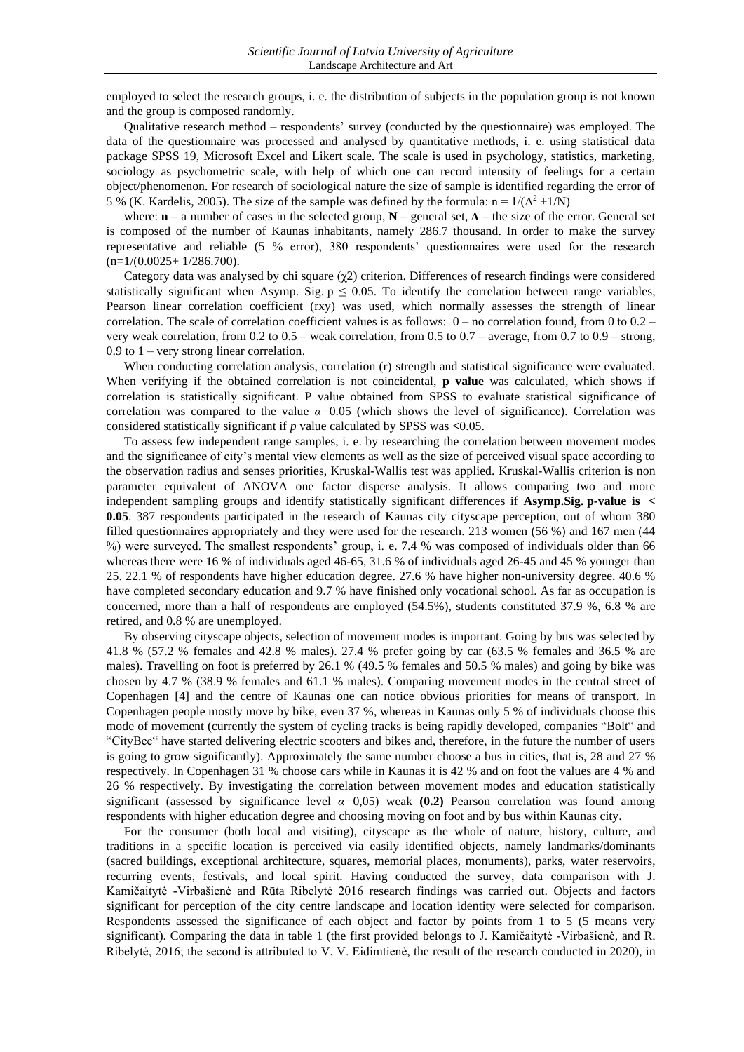employed to select the research groups, i. e. the distribution of subjects in the population group is not known and the group is composed randomly.

Qualitative research method – respondents' survey (conducted by the questionnaire) was employed. The data of the questionnaire was processed and analysed by quantitative methods, i. e. using statistical data package SPSS 19, Microsoft Excel and Likert scale. The scale is used in psychology, statistics, marketing, sociology as psychometric scale, with help of which one can record intensity of feelings for a certain object/phenomenon. For research of sociological nature the size of sample is identified regarding the error of 5 % (K. Kardelis, 2005). The size of the sample was defined by the formula: $n = 1/(\Delta^2 + 1/N)$

where: **n** – a number of cases in the selected group, **N** – general set, **Δ** – the size of the error. General set is composed of the number of Kaunas inhabitants, namely 286.7 thousand. In order to make the survey representative and reliable (5 % error), 380 respondents' questionnaires were used for the research ($n=1/(0.0025+ 1/286.700)$.

Category data was analysed by chi square ($\chi 2$) criterion. Differences of research findings were considered statistically significant when Asymp. Sig. $p \leq 0.05$. To identify the correlation between range variables, Pearson linear correlation coefficient (rxy) was used, which normally assesses the strength of linear correlation. The scale of correlation coefficient values is as follows: 0 – no correlation found, from 0 to 0.2 – very weak correlation, from 0.2 to 0.5 – weak correlation, from 0.5 to 0.7 – average, from 0.7 to 0.9 – strong, 0.9 to 1 – very strong linear correlation.

When conducting correlation analysis, correlation (r) strength and statistical significance were evaluated. When verifying if the obtained correlation is not coincidental, **p value** was calculated, which shows if correlation is statistically significant. P value obtained from SPSS to evaluate statistical significance of correlation was compared to the value $\alpha$=0.05 (which shows the level of significance). Correlation was considered statistically significant if *p* value calculated by SPSS was <0.05.

To assess few independent range samples, i. e. by researching the correlation between movement modes and the significance of city's mental view elements as well as the size of perceived visual space according to the observation radius and senses priorities, Kruskal-Wallis test was applied. Kruskal-Wallis criterion is non parameter equivalent of ANOVA one factor disperse analysis. It allows comparing two and more independent sampling groups and identify statistically significant differences if **Asymp.Sig. p-value is < 0.05**. 387 respondents participated in the research of Kaunas city cityscape perception, out of whom 380 filled questionnaires appropriately and they were used for the research. 213 women (56 %) and 167 men (44 %) were surveyed. The smallest respondents' group, i. e. 7.4 % was composed of individuals older than 66 whereas there were 16 % of individuals aged 46-65, 31.6 % of individuals aged 26-45 and 45 % younger than 25. 22.1 % of respondents have higher education degree. 27.6 % have higher non-university degree. 40.6 % have completed secondary education and 9.7 % have finished only vocational school. As far as occupation is concerned, more than a half of respondents are employed (54.5%), students constituted 37.9 %, 6.8 % are retired, and 0.8 % are unemployed.

By observing cityscape objects, selection of movement modes is important. Going by bus was selected by 41.8 % (57.2 % females and 42.8 % males). 27.4 % prefer going by car (63.5 % females and 36.5 % are males). Travelling on foot is preferred by 26.1 % (49.5 % females and 50.5 % males) and going by bike was chosen by 4.7 % (38.9 % females and 61.1 % males). Comparing movement modes in the central street of Copenhagen [4] and the centre of Kaunas one can notice obvious priorities for means of transport. In Copenhagen people mostly move by bike, even 37 %, whereas in Kaunas only 5 % of individuals choose this mode of movement (currently the system of cycling tracks is being rapidly developed, companies "Bolt" and "CityBee" have started delivering electric scooters and bikes and, therefore, in the future the number of users is going to grow significantly). Approximately the same number choose a bus in cities, that is, 28 and 27 % respectively. In Copenhagen 31 % choose cars while in Kaunas it is 42 % and on foot the values are 4 % and 26 % respectively. By investigating the correlation between movement modes and education statistically significant (assessed by significance level $\alpha$=0,05) weak **(0.2)** Pearson correlation was found among respondents with higher education degree and choosing moving on foot and by bus within Kaunas city.

For the consumer (both local and visiting), cityscape as the whole of nature, history, culture, and traditions in a specific location is perceived via easily identified objects, namely landmarks/dominants (sacred buildings, exceptional architecture, squares, memorial places, monuments), parks, water reservoirs, recurring events, festivals, and local spirit. Having conducted the survey, data comparison with J. Kamičaitytė -Virbašienė and Rūta Ribelytė 2016 research findings was carried out. Objects and factors significant for perception of the city centre landscape and location identity were selected for comparison. Respondents assessed the significance of each object and factor by points from 1 to 5 (5 means very significant). Comparing the data in table 1 (the first provided belongs to J. Kamičaitytė -Virbašienė, and R. Ribelytė, 2016; the second is attributed to V. V. Eidimtienė, the result of the research conducted in 2020), in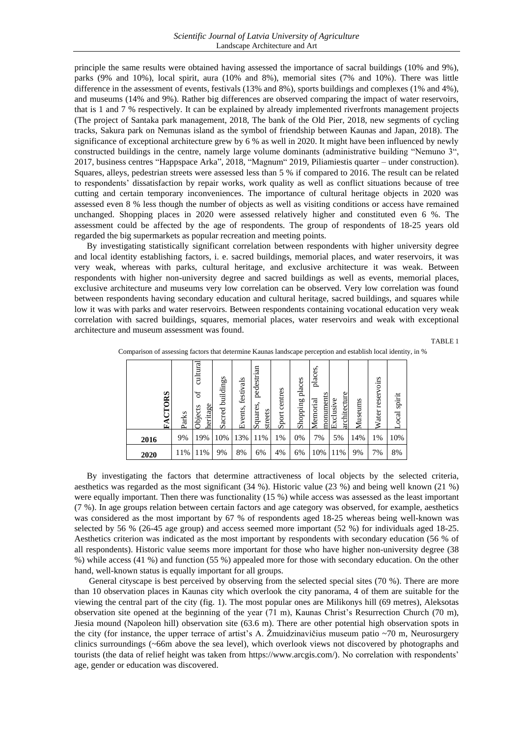principle the same results were obtained having assessed the importance of sacral buildings (10% and 9%), parks (9% and 10%), local spirit, aura (10% and 8%), memorial sites (7% and 10%). There was little difference in the assessment of events, festivals (13% and 8%), sports buildings and complexes (1% and 4%), and museums (14% and 9%). Rather big differences are observed comparing the impact of water reservoirs, that is 1 and 7 % respectively. It can be explained by already implemented riverfronts management projects (The project of Santaka park management, 2018, The bank of the Old Pier, 2018, new segments of cycling tracks, Sakura park on Nemunas island as the symbol of friendship between Kaunas and Japan, 2018). The significance of exceptional architecture grew by 6 % as well in 2020. It might have been influenced by newly constructed buildings in the centre, namely large volume dominants (administrative building "Nemuno 3", 2017, business centres "Happspace Arka", 2018, "Magnum" 2019, Piliamiestis quarter – under construction). Squares, alleys, pedestrian streets were assessed less than 5 % if compared to 2016. The result can be related to respondents' dissatisfaction by repair works, work quality as well as conflict situations because of tree cutting and certain temporary inconveniences. The importance of cultural heritage objects in 2020 was assessed even 8 % less though the number of objects as well as visiting conditions or access have remained unchanged. Shopping places in 2020 were assessed relatively higher and constituted even 6 %. The assessment could be affected by the age of respondents. The group of respondents of 18-25 years old regarded the big supermarkets as popular recreation and meeting points.

By investigating statistically significant correlation between respondents with higher university degree and local identity establishing factors, i. e. sacred buildings, memorial places, and water reservoirs, it was very weak, whereas with parks, cultural heritage, and exclusive architecture it was weak. Between respondents with higher non-university degree and sacred buildings as well as events, memorial places, exclusive architecture and museums very low correlation can be observed. Very low correlation was found between respondents having secondary education and cultural heritage, sacred buildings, and squares while low it was with parks and water reservoirs. Between respondents containing vocational education very weak correlation with sacred buildings, squares, memorial places, water reservoirs and weak with exceptional architecture and museum assessment was found.

TABLE 1

Comparison of assessing factors that determine Kaunas landscape perception and establish local identity, in %

| FACTORS | Parks | Objects of cultural heritage | Sacred buildings | Events, festivals | Squares, pedestrian streets | Sport centres | Shopping places | Memorial places, monuments | Exclusive architecture | Museums | Water reservoirs | Local spirit |
|---|---|---|---|---|---|---|---|---|---|---|---|---|
| 2016 | 9% | 19% | 10% | 13% | 11% | 1% | 0% | 7% | 5% | 14% | 1% | 10% |
| 2020 | 11% | 11% | 9% | 8% | 6% | 4% | 6% | 10% | 11% | 9% | 7% | 8% |

By investigating the factors that determine attractiveness of local objects by the selected criteria, aesthetics was regarded as the most significant (34 %). Historic value (23 %) and being well known (21 %) were equally important. Then there was functionality (15 %) while access was assessed as the least important (7 %). In age groups relation between certain factors and age category was observed, for example, aesthetics was considered as the most important by 67 % of respondents aged 18-25 whereas being well-known was selected by 56 % (26-45 age group) and access seemed more important (52 %) for individuals aged 18-25. Aesthetics criterion was indicated as the most important by respondents with secondary education (56 % of all respondents). Historic value seems more important for those who have higher non-university degree (38 %) while access (41 %) and function (55 %) appealed more for those with secondary education. On the other hand, well-known status is equally important for all groups.

General cityscape is best perceived by observing from the selected special sites (70 %). There are more than 10 observation places in Kaunas city which overlook the city panorama, 4 of them are suitable for the viewing the central part of the city (fig. 1). The most popular ones are Milikonys hill (69 metres), Aleksotas observation site opened at the beginning of the year (71 m), Kaunas Christ's Resurrection Church (70 m), Jiesia mound (Napoleon hill) observation site (63.6 m). There are other potential high observation spots in the city (for instance, the upper terrace of artist's A. Žmuidzinavičius museum patio ~70 m, Neurosurgery clinics surroundings (~66m above the sea level), which overlook views not discovered by photographs and tourists (the data of relief height was taken from https://www.arcgis.com/). No correlation with respondents' age, gender or education was discovered.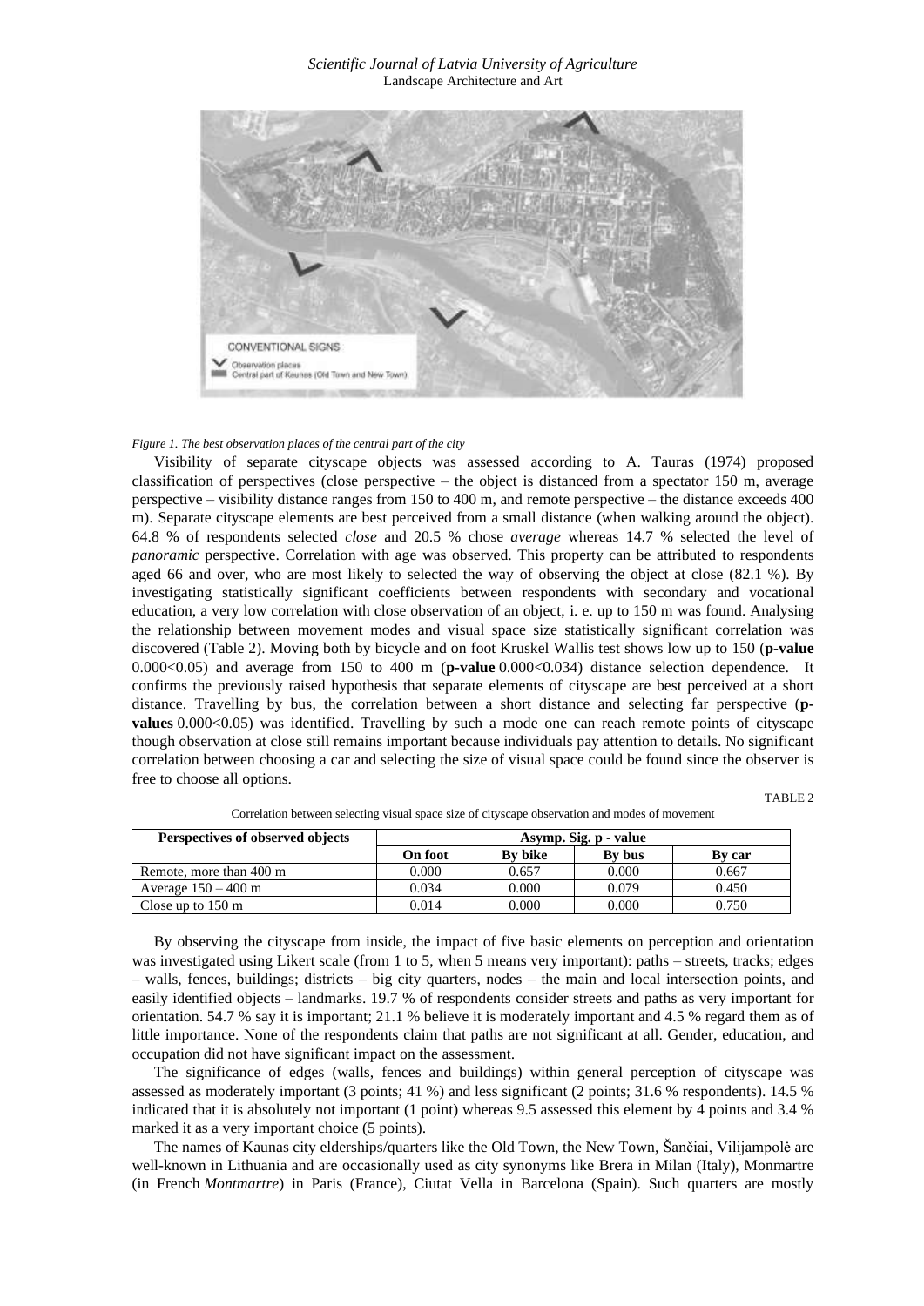*Figure 1. The best observation places of the central part of the city*

Visibility of separate cityscape objects was assessed according to A. Tauras (1974) proposed classification of perspectives (close perspective – the object is distanced from a spectator 150 m, average perspective – visibility distance ranges from 150 to 400 m, and remote perspective – the distance exceeds 400 m). Separate cityscape elements are best perceived from a small distance (when walking around the object). 64.8 % of respondents selected *close* and 20.5 % chose *average* whereas 14.7 % selected the level of *panoramic* perspective. Correlation with age was observed. This property can be attributed to respondents aged 66 and over, who are most likely to selected the way of observing the object at close (82.1 %). By investigating statistically significant coefficients between respondents with secondary and vocational education, a very low correlation with close observation of an object, i. e. up to 150 m was found. Analysing the relationship between movement modes and visual space size statistically significant correlation was discovered (Table 2). Moving both by bicycle and on foot Kruskel Wallis test shows low up to 150 (**p-value** 0.000<0.05) and average from 150 to 400 m (**p-value** 0.000<0.034) distance selection dependence. It confirms the previously raised hypothesis that separate elements of cityscape are best perceived at a short distance. Travelling by bus, the correlation between a short distance and selecting far perspective (**p-values** 0.000<0.05) was identified. Travelling by such a mode one can reach remote points of cityscape though observation at close still remains important because individuals pay attention to details. No significant correlation between choosing a car and selecting the size of visual space could be found since the observer is free to choose all options.

TABLE 2

Correlation between selecting visual space size of cityscape observation and modes of movement

| Perspectives of observed objects | Asymp. Sig. p - value | | | |
|---|---|---|---|---|
| | **On foot** | **By bike** | **By bus** | **By car** |
| Remote, more than 400 m | 0.000 | 0.657 | 0.000 | 0.667 |
| Average 150 – 400 m | 0.034 | 0.000 | 0.079 | 0.450 |
| Close up to 150 m | 0.014 | 0.000 | 0.000 | 0.750 |

By observing the cityscape from inside, the impact of five basic elements on perception and orientation was investigated using Likert scale (from 1 to 5, when 5 means very important): paths – streets, tracks; edges – walls, fences, buildings; districts – big city quarters, nodes – the main and local intersection points, and easily identified objects – landmarks. 19.7 % of respondents consider streets and paths as very important for orientation. 54.7 % say it is important; 21.1 % believe it is moderately important and 4.5 % regard them as of little importance. None of the respondents claim that paths are not significant at all. Gender, education, and occupation did not have significant impact on the assessment.

The significance of edges (walls, fences and buildings) within general perception of cityscape was assessed as moderately important (3 points; 41 %) and less significant (2 points; 31.6 % respondents). 14.5 % indicated that it is absolutely not important (1 point) whereas 9.5 assessed this element by 4 points and 3.4 % marked it as a very important choice (5 points).

The names of Kaunas city elderships/quarters like the Old Town, the New Town, Šančiai, Vilijampolė are well-known in Lithuania and are occasionally used as city synonyms like Brera in Milan (Italy), Monmartre (in French *Montmartre*) in Paris (France), Ciutat Vella in Barcelona (Spain). Such quarters are mostly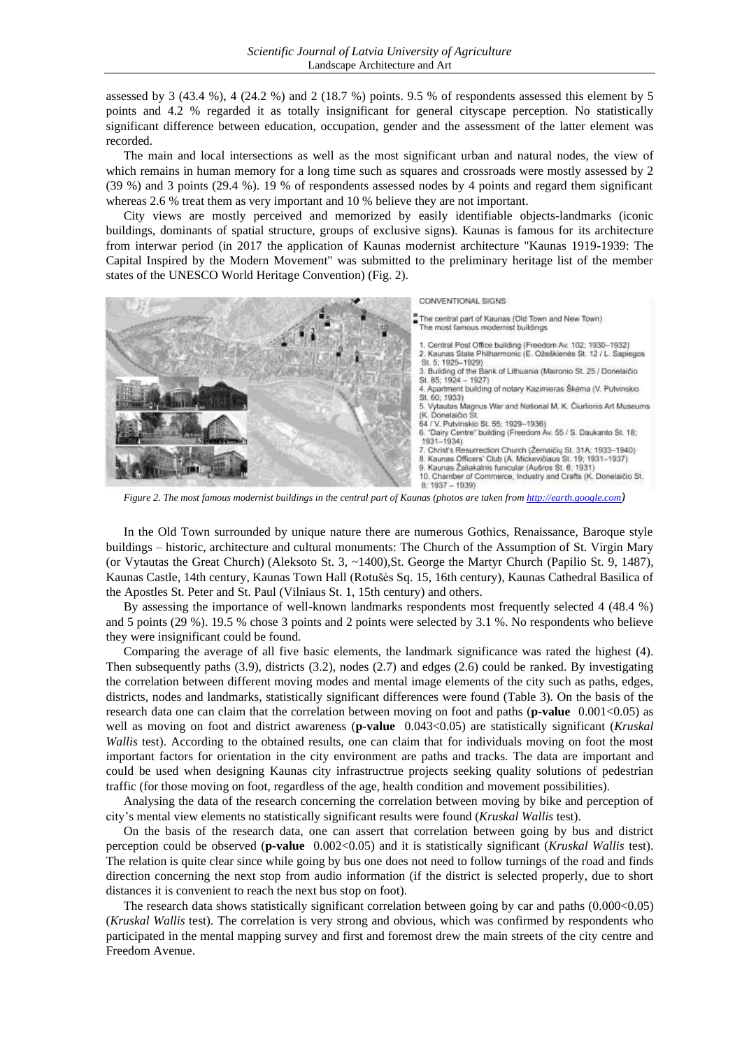assessed by 3 (43.4 %), 4 (24.2 %) and 2 (18.7 %) points. 9.5 % of respondents assessed this element by 5 points and 4.2 % regarded it as totally insignificant for general cityscape perception. No statistically significant difference between education, occupation, gender and the assessment of the latter element was recorded.

The main and local intersections as well as the most significant urban and natural nodes, the view of which remains in human memory for a long time such as squares and crossroads were mostly assessed by 2 (39 %) and 3 points (29.4 %). 19 % of respondents assessed nodes by 4 points and regard them significant whereas 2.6 % treat them as very important and 10 % believe they are not important.

City views are mostly perceived and memorized by easily identifiable objects-landmarks (iconic buildings, dominants of spatial structure, groups of exclusive signs). Kaunas is famous for its architecture from interwar period (in 2017 the application of Kaunas modernist architecture "Kaunas 1919-1939: The Capital Inspired by the Modern Movement" was submitted to the preliminary heritage list of the member states of the UNESCO World Heritage Convention) (Fig. 2).

CONVENTIONAL SIGNS

- The central part of Kaunas (Old Town and New Town)
- The most famous modernist buildings

1. Central Post Office building (Freedom Av. 102; 1930–1932)
2. Kaunas State Philharmonic (E. Ožeškienės St. 12 / L. Sapiegos St. 5; 1925–1929)
3. Building of the Bank of Lithuania (Maironio St. 25 / Donelaičio St. 85; 1924 – 1927)
4. Apartment building of notary Kazimieras Škėma (V. Putvinskio St. 60; 1933)
5. Vytautas Magnus War and National M. K. Čiurlionis Art Museums (K. Donelaičio St. 64 / V. Putvinskio St. 55; 1929–1936)
6. "Dairy Centre" building (Freedom Av. 55 / S. Daukanto St. 18; 1931–1934)
7. Christ's Resurrection Church (Žemaičių St. 31A; 1933–1940)
8. Kaunas Officers' Club (A. Mickevičiaus St. 19; 1931–1937)
9. Kaunas Žaliakalnis funicular (Aušros St. 6; 1931)
10. Chamber of Commerce, Industry and Crafts (K. Donelaičio St. 8; 1937 – 1939)

*Figure 2. The most famous modernist buildings in the central part of Kaunas (photos are taken from http://earth.google.com)*

In the Old Town surrounded by unique nature there are numerous Gothics, Renaissance, Baroque style buildings – historic, architecture and cultural monuments: The Church of the Assumption of St. Virgin Mary (or Vytautas the Great Church) (Aleksoto St. 3, ~1400),St. George the Martyr Church (Papilio St. 9, 1487), Kaunas Castle, 14th century, Kaunas Town Hall (Rotušės Sq. 15, 16th century), Kaunas Cathedral Basilica of the Apostles St. Peter and St. Paul (Vilniaus St. 1, 15th century) and others.

By assessing the importance of well-known landmarks respondents most frequently selected 4 (48.4 %) and 5 points (29 %). 19.5 % chose 3 points and 2 points were selected by 3.1 %. No respondents who believe they were insignificant could be found.

Comparing the average of all five basic elements, the landmark significance was rated the highest (4). Then subsequently paths (3.9), districts (3.2), nodes (2.7) and edges (2.6) could be ranked. By investigating the correlation between different moving modes and mental image elements of the city such as paths, edges, districts, nodes and landmarks, statistically significant differences were found (Table 3). On the basis of the research data one can claim that the correlation between moving on foot and paths (**p-value** 0.001<0.05) as well as moving on foot and district awareness (**p-value** 0.043<0.05) are statistically significant (*Kruskal Wallis* test). According to the obtained results, one can claim that for individuals moving on foot the most important factors for orientation in the city environment are paths and tracks. The data are important and could be used when designing Kaunas city infrastructrue projects seeking quality solutions of pedestrian traffic (for those moving on foot, regardless of the age, health condition and movement possibilities).

Analysing the data of the research concerning the correlation between moving by bike and perception of city's mental view elements no statistically significant results were found (*Kruskal Wallis* test).

On the basis of the research data, one can assert that correlation between going by bus and district perception could be observed (**p-value** 0.002<0.05) and it is statistically significant (*Kruskal Wallis* test). The relation is quite clear since while going by bus one does not need to follow turnings of the road and finds direction concerning the next stop from audio information (if the district is selected properly, due to short distances it is convenient to reach the next bus stop on foot).

The research data shows statistically significant correlation between going by car and paths (0.000<0.05) (*Kruskal Wallis* test). The correlation is very strong and obvious, which was confirmed by respondents who participated in the mental mapping survey and first and foremost drew the main streets of the city centre and Freedom Avenue.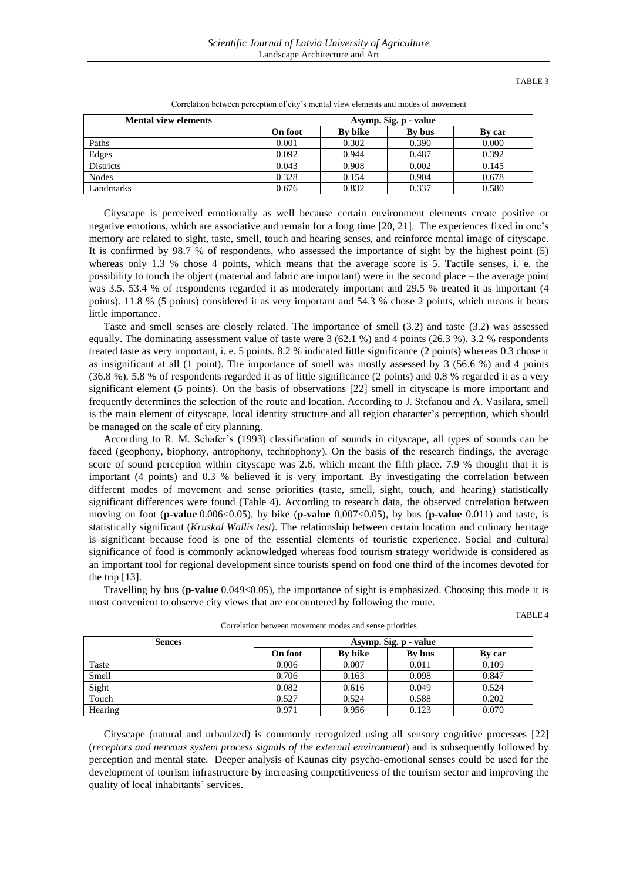TABLE 3

Correlation between perception of city's mental view elements and modes of movement

| Mental view elements | Asymp. Sig. p - value | | | |
|---|---|---|---|---|
| | **On foot** | **By bike** | **By bus** | **By car** |
| Paths | 0.001 | 0.302 | 0.390 | 0.000 |
| Edges | 0.092 | 0.944 | 0.487 | 0.392 |
| Districts | 0.043 | 0.908 | 0.002 | 0.145 |
| Nodes | 0.328 | 0.154 | 0.904 | 0.678 |
| Landmarks | 0.676 | 0.832 | 0.337 | 0.580 |

Cityscape is perceived emotionally as well because certain environment elements create positive or negative emotions, which are associative and remain for a long time [20, 21]. The experiences fixed in one's memory are related to sight, taste, smell, touch and hearing senses, and reinforce mental image of cityscape. It is confirmed by 98.7 % of respondents, who assessed the importance of sight by the highest point (5) whereas only 1.3 % chose 4 points, which means that the average score is 5. Tactile senses, i. e. the possibility to touch the object (material and fabric are important) were in the second place – the average point was 3.5. 53.4 % of respondents regarded it as moderately important and 29.5 % treated it as important (4 points). 11.8 % (5 points) considered it as very important and 54.3 % chose 2 points, which means it bears little importance.

Taste and smell senses are closely related. The importance of smell (3.2) and taste (3.2) was assessed equally. The dominating assessment value of taste were 3 (62.1 %) and 4 points (26.3 %). 3.2 % respondents treated taste as very important, i. e. 5 points. 8.2 % indicated little significance (2 points) whereas 0.3 chose it as insignificant at all (1 point). The importance of smell was mostly assessed by 3 (56.6 %) and 4 points (36.8 %). 5.8 % of respondents regarded it as of little significance (2 points) and 0.8 % regarded it as a very significant element (5 points). On the basis of observations [22] smell in cityscape is more important and frequently determines the selection of the route and location. According to J. Stefanou and A. Vasilara, smell is the main element of cityscape, local identity structure and all region character's perception, which should be managed on the scale of city planning.

According to R. M. Schafer's (1993) classification of sounds in cityscape, all types of sounds can be faced (geophony, biophony, antrophony, technophony). On the basis of the research findings, the average score of sound perception within cityscape was 2.6, which meant the fifth place. 7.9 % thought that it is important (4 points) and 0.3 % believed it is very important. By investigating the correlation between different modes of movement and sense priorities (taste, smell, sight, touch, and hearing) statistically significant differences were found (Table 4). According to research data, the observed correlation between moving on foot (**p-value** 0.006<0.05), by bike (**p-value** 0,007<0.05), by bus (**p-value** 0.011) and taste, is statistically significant (*Kruskal Wallis test)*. The relationship between certain location and culinary heritage is significant because food is one of the essential elements of touristic experience. Social and cultural significance of food is commonly acknowledged whereas food tourism strategy worldwide is considered as an important tool for regional development since tourists spend on food one third of the incomes devoted for the trip [13].

Travelling by bus (**p-value** 0.049<0.05), the importance of sight is emphasized. Choosing this mode it is most convenient to observe city views that are encountered by following the route.

TABLE 4

Correlation between movement modes and sense priorities

| Sences | Asymp. Sig. p - value | | | |
|---|---|---|---|---|
| | **On foot** | **By bike** | **By bus** | **By car** |
| Taste | 0.006 | 0.007 | 0.011 | 0.109 |
| Smell | 0.706 | 0.163 | 0.098 | 0.847 |
| Sight | 0.082 | 0.616 | 0.049 | 0.524 |
| Touch | 0.527 | 0.524 | 0.588 | 0.202 |
| Hearing | 0.971 | 0.956 | 0.123 | 0.070 |

Cityscape (natural and urbanized) is commonly recognized using all sensory cognitive processes [22] (*receptors and nervous system process signals of the external environment*) and is subsequently followed by perception and mental state. Deeper analysis of Kaunas city psycho-emotional senses could be used for the development of tourism infrastructure by increasing competitiveness of the tourism sector and improving the quality of local inhabitants' services.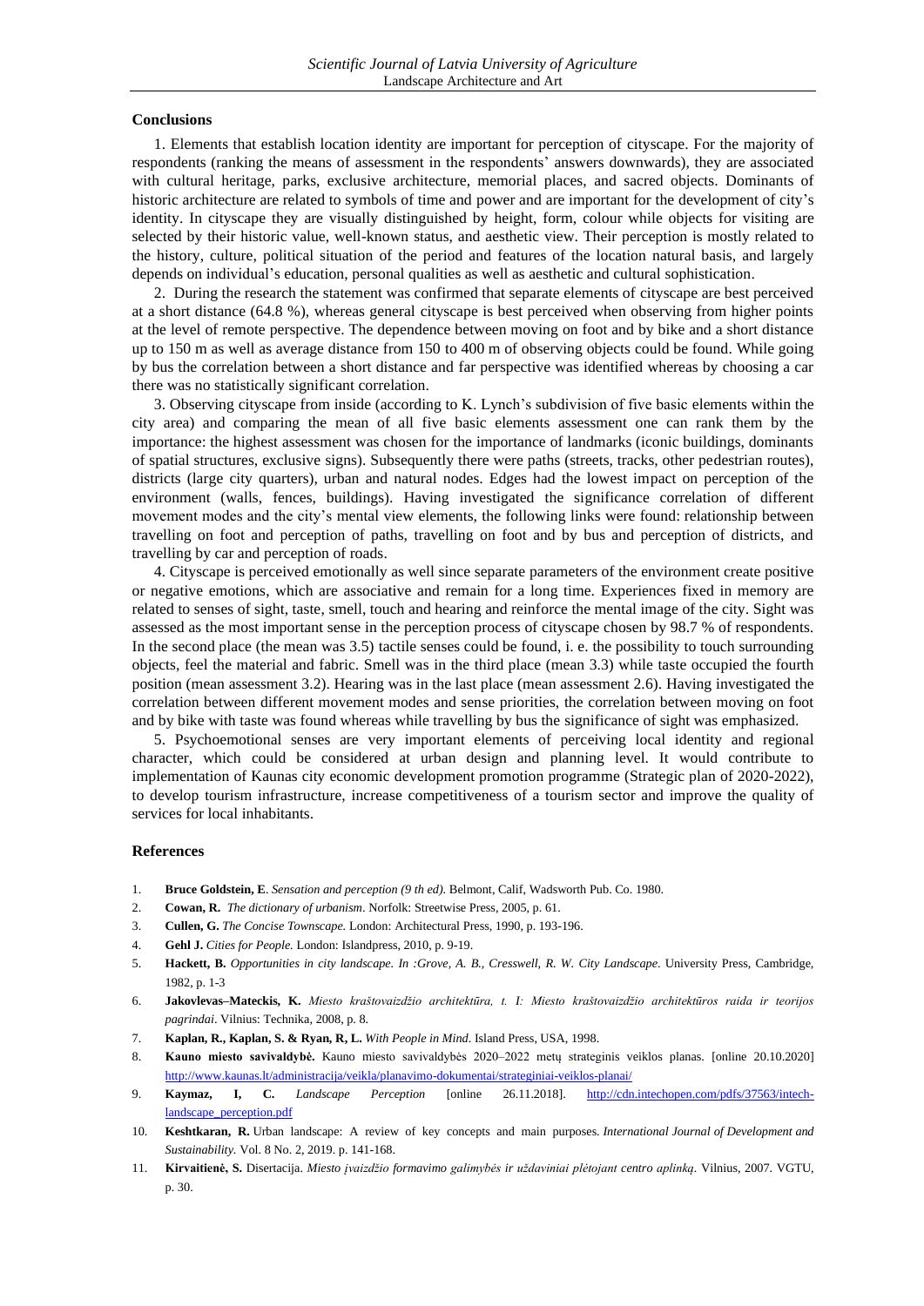## Conclusions

1. Elements that establish location identity are important for perception of cityscape. For the majority of respondents (ranking the means of assessment in the respondents' answers downwards), they are associated with cultural heritage, parks, exclusive architecture, memorial places, and sacred objects. Dominants of historic architecture are related to symbols of time and power and are important for the development of city's identity. In cityscape they are visually distinguished by height, form, colour while objects for visiting are selected by their historic value, well-known status, and aesthetic view. Their perception is mostly related to the history, culture, political situation of the period and features of the location natural basis, and largely depends on individual's education, personal qualities as well as aesthetic and cultural sophistication.

2. During the research the statement was confirmed that separate elements of cityscape are best perceived at a short distance (64.8 %), whereas general cityscape is best perceived when observing from higher points at the level of remote perspective. The dependence between moving on foot and by bike and a short distance up to 150 m as well as average distance from 150 to 400 m of observing objects could be found. While going by bus the correlation between a short distance and far perspective was identified whereas by choosing a car there was no statistically significant correlation.

3. Observing cityscape from inside (according to K. Lynch's subdivision of five basic elements within the city area) and comparing the mean of all five basic elements assessment one can rank them by the importance: the highest assessment was chosen for the importance of landmarks (iconic buildings, dominants of spatial structures, exclusive signs). Subsequently there were paths (streets, tracks, other pedestrian routes), districts (large city quarters), urban and natural nodes. Edges had the lowest impact on perception of the environment (walls, fences, buildings). Having investigated the significance correlation of different movement modes and the city's mental view elements, the following links were found: relationship between travelling on foot and perception of paths, travelling on foot and by bus and perception of districts, and travelling by car and perception of roads.

4. Cityscape is perceived emotionally as well since separate parameters of the environment create positive or negative emotions, which are associative and remain for a long time. Experiences fixed in memory are related to senses of sight, taste, smell, touch and hearing and reinforce the mental image of the city. Sight was assessed as the most important sense in the perception process of cityscape chosen by 98.7 % of respondents. In the second place (the mean was 3.5) tactile senses could be found, i. e. the possibility to touch surrounding objects, feel the material and fabric. Smell was in the third place (mean 3.3) while taste occupied the fourth position (mean assessment 3.2). Hearing was in the last place (mean assessment 2.6). Having investigated the correlation between different movement modes and sense priorities, the correlation between moving on foot and by bike with taste was found whereas while travelling by bus the significance of sight was emphasized.

5. Psychoemotional senses are very important elements of perceiving local identity and regional character, which could be considered at urban design and planning level. It would contribute to implementation of Kaunas city economic development promotion programme (Strategic plan of 2020-2022), to develop tourism infrastructure, increase competitiveness of a tourism sector and improve the quality of services for local inhabitants.

## References

1. **Bruce Goldstein, E**. *Sensation and perception (9 th ed).* Belmont, Calif, Wadsworth Pub. Co. 1980.
2. **Cowan, R.** *The dictionary of urbanism*. Norfolk: Streetwise Press, 2005, p. 61.
3. **Cullen, G.** *The Concise Townscape.* London: Architectural Press, 1990, p. 193-196.
4. **Gehl J.** *Cities for People.* London: Islandpress, 2010, p. 9-19.
5. **Hackett, B.** *Opportunities in city landscape. In :Grove, A. B., Cresswell, R. W. City Landscape.* University Press, Cambridge, 1982, p. 1-3
6. **Jakovlevas–Mateckis, K.** *Miesto kraštovaizdžio architektūra, t. I: Miesto kraštovaizdžio architektūros raida ir teorijos pagrindai*. Vilnius: Technika, 2008, p. 8.
7. **Kaplan, R., Kaplan, S. & Ryan, R, L.** *With People in Mind*. Island Press, USA, 1998.
8. **Kauno miesto savivaldybė.** Kauno miesto savivaldybės 2020–2022 metų strateginis veiklos planas. [online 20.10.2020] http://www.kaunas.lt/administracija/veikla/planavimo-dokumentai/strateginiai-veiklos-planai/
9. **Kaymaz, I, C.** *Landscape Perception* [online 26.11.2018]. http://cdn.intechopen.com/pdfs/37563/intech-landscape_perception.pdf
10. **Keshtkaran, R.** Urban landscape: A review of key concepts and main purposes. *International Journal of Development and Sustainability.* Vol. 8 No. 2, 2019. p. 141-168.
11. **Kirvaitienė, S.** Disertacija. *Miesto įvaizdžio formavimo galimybės ir uždaviniai plėtojant centro aplinką*. Vilnius, 2007. VGTU, p. 30.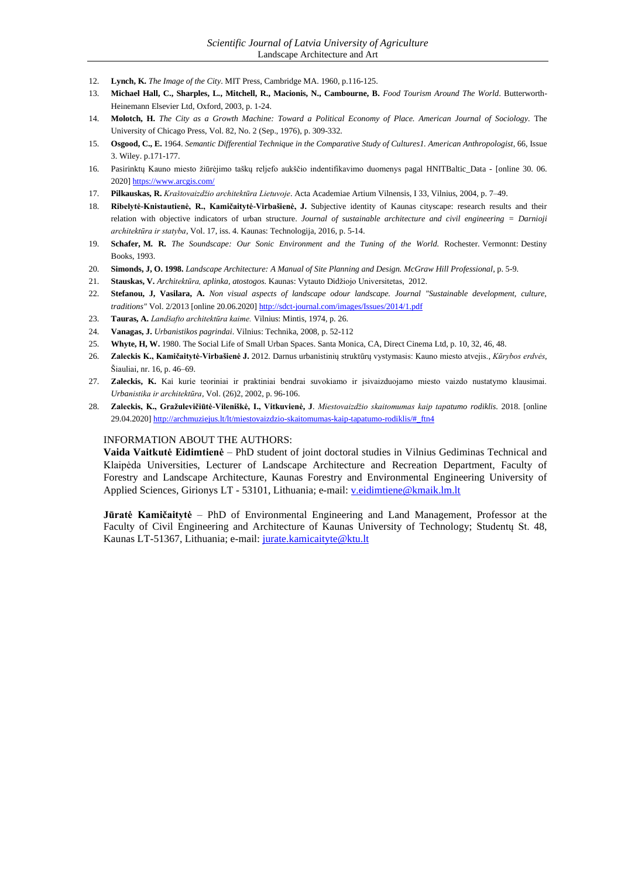12. **Lynch, K.** *The Image of the City*. MIT Press, Cambridge MA. 1960, p.116-125.
13. **Michael Hall, C., Sharples, L., Mitchell, R., Macionis, N., Cambourne, B.** *Food Tourism Around The World*. Butterworth-Heinemann Elsevier Ltd, Oxford, 2003, p. 1-24.
14. **Molotch, H.** *The City as a Growth Machine: Toward a Political Economy of Place. American Journal of Sociology*. The University of Chicago Press, Vol. 82, No. 2 (Sep., 1976), p. 309-332.
15. **Osgood, C., E.** 1964. *Semantic Differential Technique in the Comparative Study of Cultures1. American Anthropologist*, 66, Issue 3. Wiley. p.171-177.
16. Pasirinktų Kauno miesto žiūrėjimo taškų reljefo aukščio indentifikavimo duomenys pagal HNITBaltic_Data - [online 30. 06. 2020] https://www.arcgis.com/
17. **Pilkauskas, R.** *Kraštovaizdžio architektūra Lietuvoje*. Acta Academiae Artium Vilnensis, I 33, Vilnius, 2004, p. 7–49.
18. **Ribelytė-Knistautienė, R., Kamičaitytė-Virbašienė, J.** Subjective identity of Kaunas cityscape: research results and their relation with objective indicators of urban structure. *Journal of sustainable architecture and civil engineering = Darnioji architektūra ir statyba*, Vol. 17, iss. 4. Kaunas: Technologija, 2016, p. 5-14.
19. **Schafer, M. R.** *The Soundscape: Our Sonic Environment and the Tuning of the World.* Rochester. Vermonnt: Destiny Books, 1993.
20. **Simonds, J, O. 1998.** *Landscape Architecture: A Manual of Site Planning and Design. McGraw Hill Professional*, p. 5-9.
21. **Stauskas, V.** *Architektūra, aplinka, atostogos.* Kaunas: Vytauto Didžiojo Universitetas, 2012.
22. **Stefanou, J, Vasilara, A.** *Non visual aspects of landscape odour landscape. Journal "Sustainable development, culture, traditions"* Vol. 2/2013 [online 20.06.2020] http://sdct-journal.com/images/Issues/2014/1.pdf
23. **Tauras, A.** *Landšafto architektūra kaime.* Vilnius: Mintis, 1974, p. 26.
24. **Vanagas, J.** *Urbanistikos pagrindai*. Vilnius: Technika, 2008, p. 52-112
25. **Whyte, H, W.** 1980. The Social Life of Small Urban Spaces. Santa Monica, CA, Direct Cinema Ltd, p. 10, 32, 46, 48.
26. **Zaleckis K., Kamičaitytė-Virbašienė J.** 2012. Darnus urbanistinių struktūrų vystymasis: Kauno miesto atvejis., *Kūrybos erdvės*, Šiauliai, nr. 16, p. 46–69.
27. **Zaleckis, K.** Kai kurie teoriniai ir praktiniai bendrai suvokiamo ir įsivaizduojamo miesto vaizdo nustatymo klausimai. *Urbanistika ir architektūra*, Vol. (26)2, 2002, p. 96-106.
28. **Zaleckis, K., Gražulevičiūtė-Vileniškė, I., Vitkuvienė, J**. *Miestovaizdžio skaitomumas kaip tapatumo rodiklis*. 2018. [online 29.04.2020] http://archmuziejus.lt/lt/miestovaizdzio-skaitomumas-kaip-tapatumo-rodiklis/#_ftn4

INFORMATION ABOUT THE AUTHORS:

**Vaida Vaitkutė Eidimtienė** – PhD student of joint doctoral studies in Vilnius Gediminas Technical and Klaipėda Universities, Lecturer of Landscape Architecture and Recreation Department, Faculty of Forestry and Landscape Architecture, Kaunas Forestry and Environmental Engineering University of Applied Sciences, Girionys LT - 53101, Lithuania; e-mail: v.eidimtiene@kmaik.lm.lt

**Jūratė Kamičaitytė** – PhD of Environmental Engineering and Land Management, Professor at the Faculty of Civil Engineering and Architecture of Kaunas University of Technology; Studentų St. 48, Kaunas LT-51367, Lithuania; e-mail: jurate.kamicaityte@ktu.lt